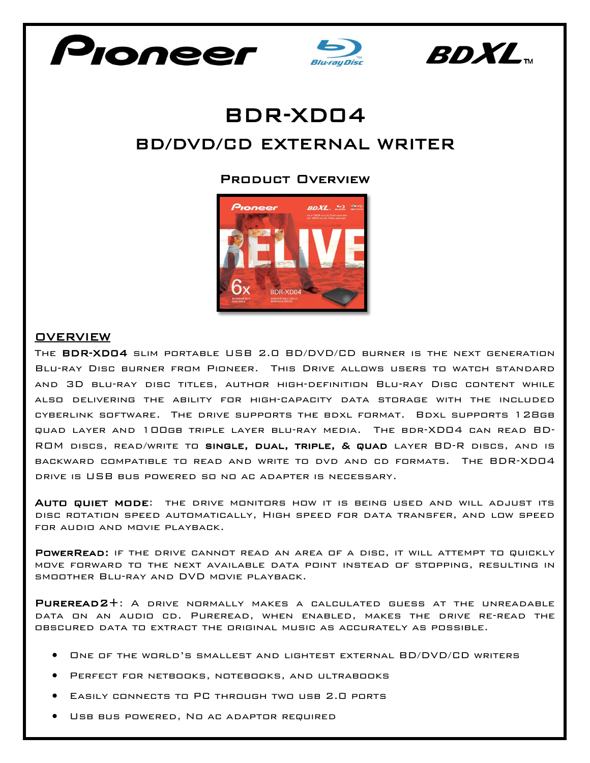# BDR-XD04

## BD/DVD/CD External Writer

### Product Overview

## OVERVIEW

The **BDR-XD04** slim portable USB 2.0 BD/DVD/CD burner is the next generation Blu-ray Disc burner from Pioneer. This Drive allows users to watch standard and 3D blu-ray disc titles, author high-definition Blu-ray Disc content while also delivering the ability for high-capacity data storage with the included cyberlink software. The drive supports the bdxl format. Bdxl supports 128gb quad layer and 100gb triple layer blu-ray media. The bdr-XD04 can read BD-ROM discs, read/write to **single, dual, triple, & quad** layer BD-R discs, and is backward compatible to read and write to DVD and CD formats. The BDR-XD04 drive is USB bus powered so no AC adapter is necessary.

**Auto quiet mode**: the drive monitors how it is being used and will adjust its disc rotation speed automatically, High speed for data transfer, and low speed for audio and movie playback.

**PowerRead:** if the drive cannot read an area of a disc, it will attempt to quickly move forward to the next available data point instead of stopping, resulting in smoother Blu-ray and DVD movie playback.

**PureRead2+**: A drive normally makes a calculated guess at the unreadable data on an audio CD. PureRead, when enabled, makes the drive re-read the obscured data to extract the original music as accurately as possible.

- One of the world's smallest and lightest external BD/DVD/CD writers
- Perfect for netbooks, notebooks, and ultrabooks
- Easily connects to PC through two usb 2.0 ports
- Usb bus powered, No ac adaptor required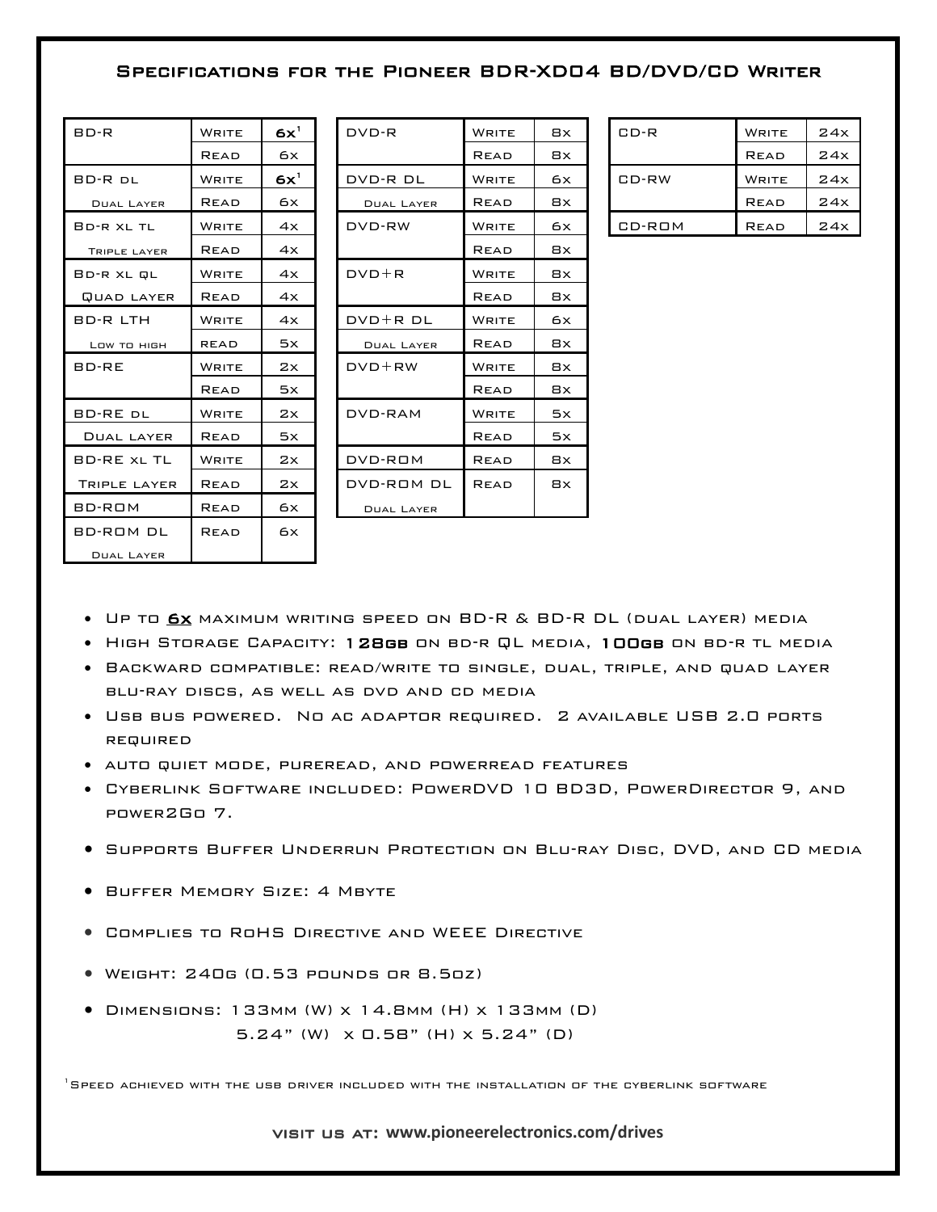# Specifications for the Pioneer BDR-XD04 BD/DVD/CD Writer

| | | |
|---|---|---|
| BD-R | Write | **6x**[1] |
| | Read | 6x |
| BD-R DL Dual Layer | Write | **6x**[1] |
| | Read | 6x |
| Bd-r XL TL Triple layer | Write | 4x |
| | Read | 4x |
| Bd-r XL QL Quad layer | Write | 4x |
| | Read | 4x |
| BD-R LTH Low to high | Write | 4x |
| | read | 5x |
| BD-RE | Write | 2x |
| | Read | 5x |
| BD-RE DL Dual layer | Write | 2x |
| | Read | 5x |
| BD-RE XL TL Triple layer | Write | 2x |
| | Read | 2x |
| BD-ROM | Read | 6x |
| BD-ROM DL Dual Layer | Read | 6x |

| | | |
|---|---|---|
| DVD-R | Write | 8x |
| | Read | 8x |
| DVD-R DL Dual Layer | Write | 6x |
| | Read | 8x |
| DVD-RW | Write | 6x |
| | Read | 8x |
| DVD+R | Write | 8x |
| | Read | 8x |
| DVD+R DL Dual Layer | Write | 6x |
| | Read | 8x |
| DVD+RW | Write | 8x |
| | Read | 8x |
| DVD-RAM | Write | 5x |
| | Read | 5x |
| DVD-ROM | Read | 8x |
| DVD-ROM DL Dual Layer | Read | 8x |

| | | |
|---|---|---|
| CD-R | Write | 24x |
| | Read | 24x |
| CD-RW | Write | 24x |
| | Read | 24x |
| CD-ROM | Read | 24x |

- Up to **6x** maximum writing speed on BD-R & BD-R DL (dual layer) media
- High Storage Capacity: **128gb** on bd-r QL media, **100gb** on bd-r tl media
- Backward compatible: read/write to single, dual, triple, and quad layer blu-ray discs, as well as dvd and cd media
- Usb bus powered. No ac adaptor required. 2 available USB 2.0 ports required
- auto quiet mode, pureread, and powerread features
- Cyberlink Software included: PowerDVD 10 BD3D, PowerDirector 9, and power2Go 7.
- Supports Buffer Underrun Protection on Blu-ray Disc, DVD, and CD media
- Buffer Memory Size: 4 Mbyte
- Complies to RoHS Directive and WEEE Directive
- Weight: 240g (0.53 pounds or 8.5oz)
- Dimensions: 133mm (W) x 14.8mm (H) x 133mm (D)
  5.24" (W) x 0.58" (H) x 5.24" (D)

[1] Speed achieved with the usb driver included with the installation of the cyberlink software

visit us at: www.pioneerelectronics.com/drives